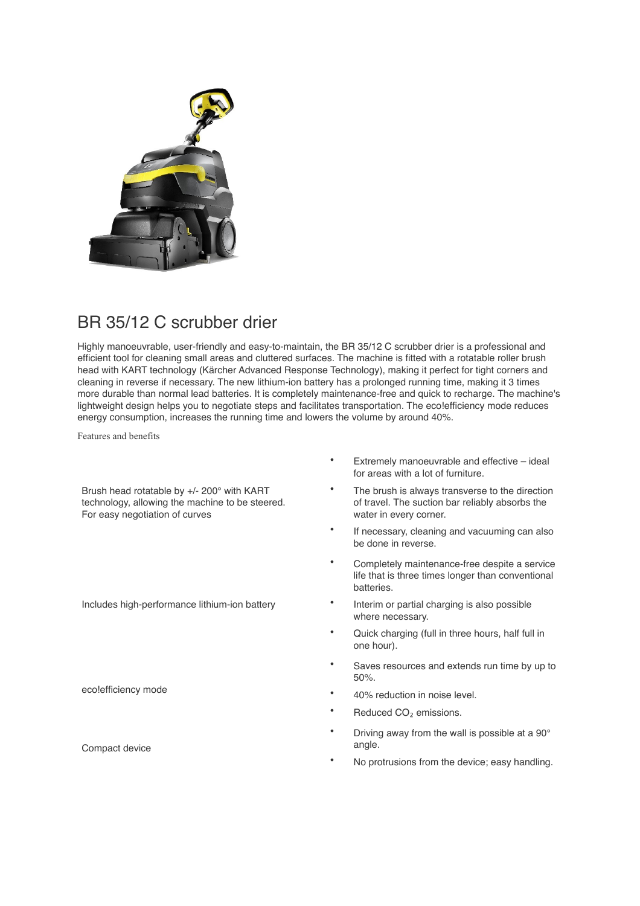# BR 35/12 C scrubber drier

Highly manoeuvrable, user-friendly and easy-to-maintain, the BR 35/12 C scrubber drier is a professional and efficient tool for cleaning small areas and cluttered surfaces. The machine is fitted with a rotatable roller brush head with KART technology (Kärcher Advanced Response Technology), making it perfect for tight corners and cleaning in reverse if necessary. The new lithium-ion battery has a prolonged running time, making it 3 times more durable than normal lead batteries. It is completely maintenance-free and quick to recharge. The machine's lightweight design helps you to negotiate steps and facilitates transportation. The eco!efficiency mode reduces energy consumption, increases the running time and lowers the volume by around 40%.

Features and benefits

| | |
|---|---|
| Brush head rotatable by +/- 200° with KART technology, allowing the machine to be steered. For easy negotiation of curves | • Extremely manoeuvrable and effective – ideal for areas with a lot of furniture.<br>• The brush is always transverse to the direction of travel. The suction bar reliably absorbs the water in every corner.<br>• If necessary, cleaning and vacuuming can also be done in reverse. |
| Includes high-performance lithium-ion battery | • Completely maintenance-free despite a service life that is three times longer than conventional batteries.<br>• Interim or partial charging is also possible where necessary.<br>• Quick charging (full in three hours, half full in one hour). |
| eco!efficiency mode | • Saves resources and extends run time by up to 50%.<br>• 40% reduction in noise level.<br>• Reduced $CO_2$ emissions. |
| Compact device | • Driving away from the wall is possible at a 90° angle.<br>• No protrusions from the device; easy handling. |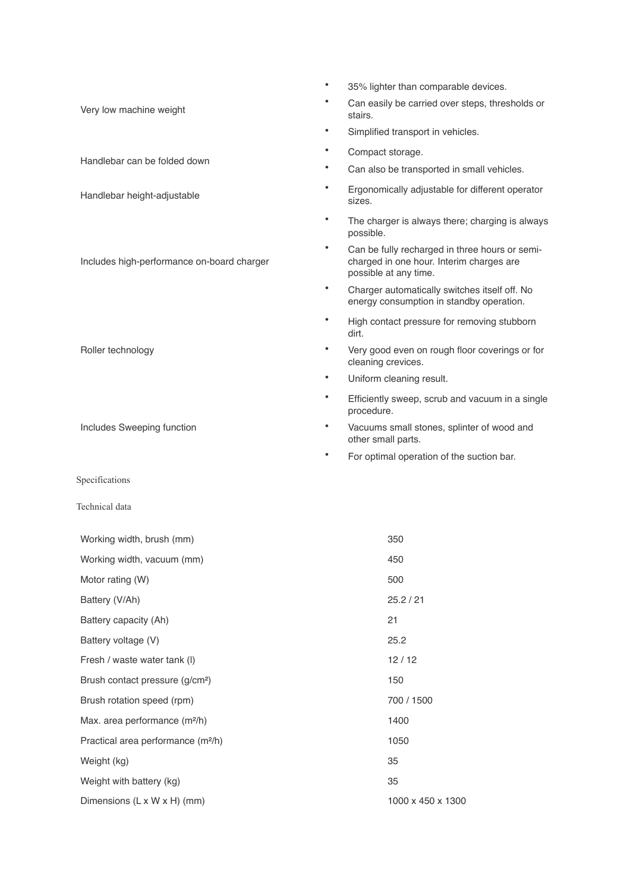| | |
|---|---|
| Very low machine weight | • 35% lighter than comparable devices.<br>• Can easily be carried over steps, thresholds or stairs.<br>• Simplified transport in vehicles. |
| Handlebar can be folded down | • Compact storage.<br>• Can also be transported in small vehicles. |
| Handlebar height-adjustable | • Ergonomically adjustable for different operator sizes. |
| Includes high-performance on-board charger | • The charger is always there; charging is always possible.<br>• Can be fully recharged in three hours or semi-charged in one hour. Interim charges are possible at any time.<br>• Charger automatically switches itself off. No energy consumption in standby operation. |
| Roller technology | • High contact pressure for removing stubborn dirt.<br>• Very good even on rough floor coverings or for cleaning crevices.<br>• Uniform cleaning result. |
| Includes Sweeping function | • Efficiently sweep, scrub and vacuum in a single procedure.<br>• Vacuums small stones, splinter of wood and other small parts.<br>• For optimal operation of the suction bar. |

Specifications

Technical data

| | |
|---|---|
| Working width, brush (mm) | 350 |
| Working width, vacuum (mm) | 450 |
| Motor rating (W) | 500 |
| Battery (V/Ah) | 25.2 / 21 |
| Battery capacity (Ah) | 21 |
| Battery voltage (V) | 25.2 |
| Fresh / waste water tank (l) | 12 / 12 |
| Brush contact pressure (g/cm²) | 150 |
| Brush rotation speed (rpm) | 700 / 1500 |
| Max. area performance (m²/h) | 1400 |
| Practical area performance (m²/h) | 1050 |
| Weight (kg) | 35 |
| Weight with battery (kg) | 35 |
| Dimensions (L x W x H) (mm) | 1000 x 450 x 1300 |